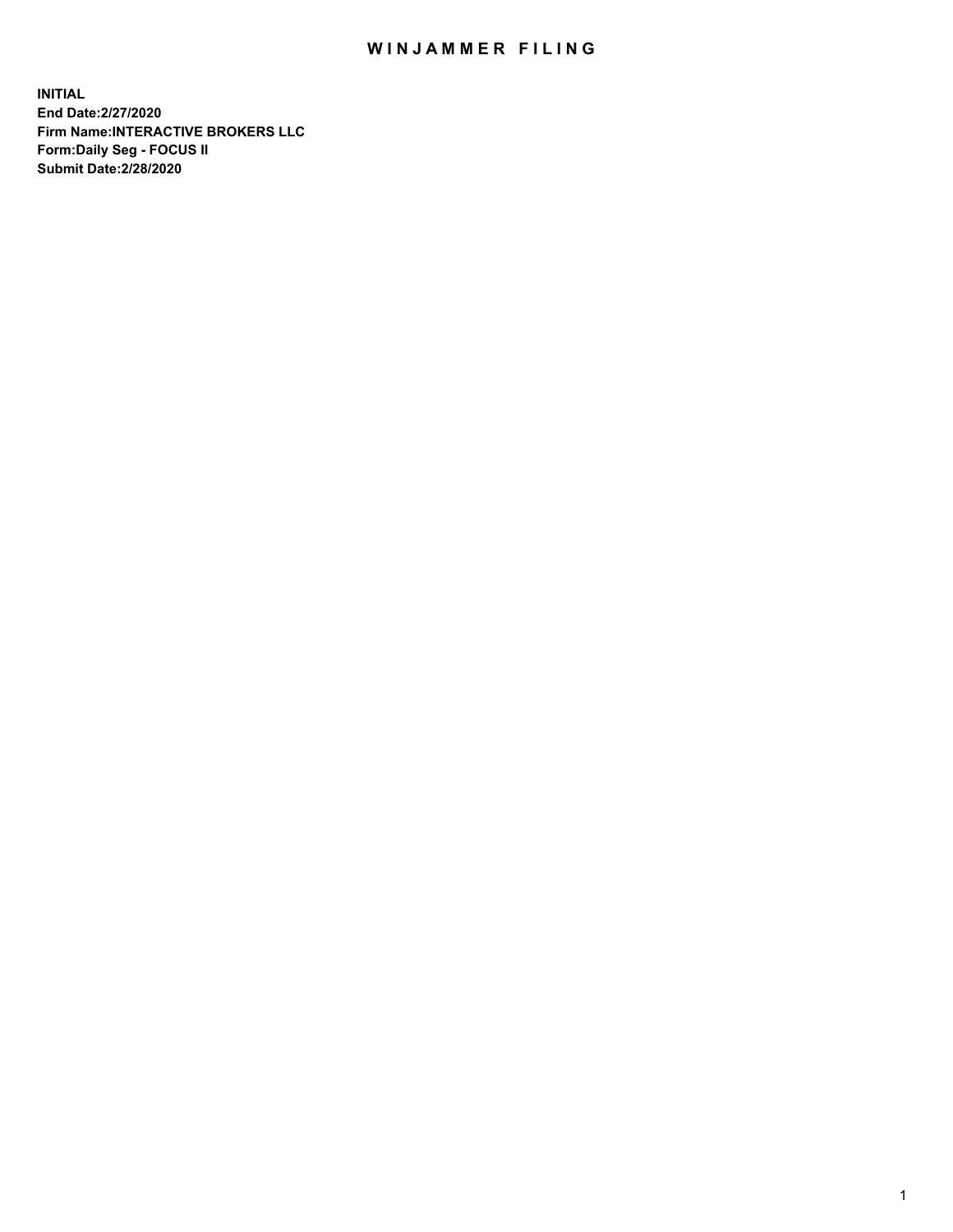# WINJAMMER FILING

**INITIAL**
**End Date:2/27/2020**
**Firm Name:INTERACTIVE BROKERS LLC**
**Form:Daily Seg - FOCUS II**
**Submit Date:2/28/2020**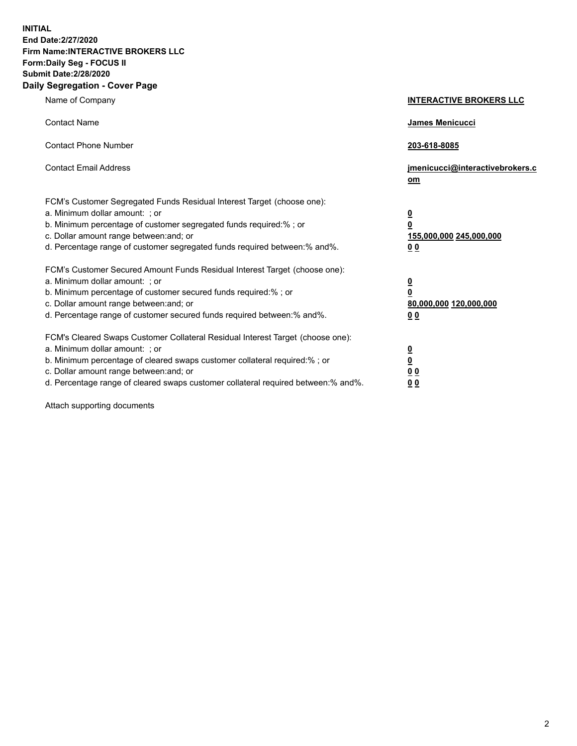**INITIAL**
**End Date:2/27/2020**
**Firm Name:INTERACTIVE BROKERS LLC**
**Form:Daily Seg - FOCUS II**
**Submit Date:2/28/2020**

## Daily Segregation - Cover Page

| | |
|---|---|
| Name of Company | **INTERACTIVE BROKERS LLC** |
| Contact Name | **James Menicucci** |
| Contact Phone Number | **203-618-8085** |
| Contact Email Address | **jmenicucci@interactivebrokers.com** |

FCM's Customer Segregated Funds Residual Interest Target (choose one):

| | |
|---|---|
| a. Minimum dollar amount: ; or | **0** |
| b. Minimum percentage of customer segregated funds required:% ; or | **0** |
| c. Dollar amount range between:and; or | **155,000,000 245,000,000** |
| d. Percentage range of customer segregated funds required between:% and%. | **0 0** |

FCM's Customer Secured Amount Funds Residual Interest Target (choose one):

| | |
|---|---|
| a. Minimum dollar amount: ; or | **0** |
| b. Minimum percentage of customer secured funds required:% ; or | **0** |
| c. Dollar amount range between:and; or | **80,000,000 120,000,000** |
| d. Percentage range of customer secured funds required between:% and%. | **0 0** |

FCM's Cleared Swaps Customer Collateral Residual Interest Target (choose one):

| | |
|---|---|
| a. Minimum dollar amount: ; or | **0** |
| b. Minimum percentage of cleared swaps customer collateral required:% ; or | **0** |
| c. Dollar amount range between:and; or | **0 0** |
| d. Percentage range of cleared swaps customer collateral required between:% and%. | **0 0** |

Attach supporting documents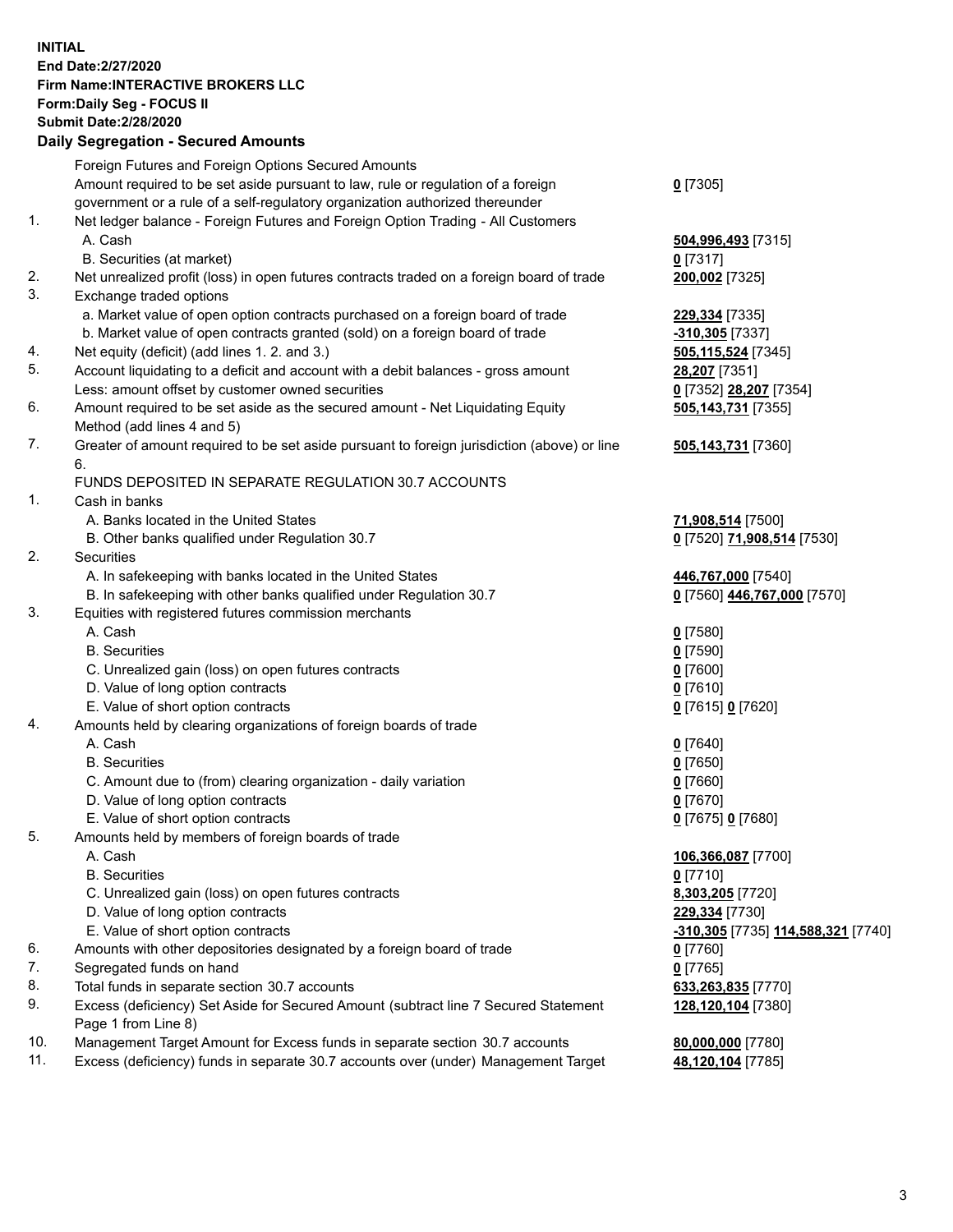**INITIAL**
**End Date:2/27/2020**
**Firm Name:INTERACTIVE BROKERS LLC**
**Form:Daily Seg - FOCUS II**
**Submit Date:2/28/2020**

**Daily Segregation - Secured Amounts**

| | | |
|---|---|---|
| | Foreign Futures and Foreign Options Secured Amounts | |
| | Amount required to be set aside pursuant to law, rule or regulation of a foreign government or a rule of a self-regulatory organization authorized thereunder | **0** [7305] |
| 1. | Net ledger balance - Foreign Futures and Foreign Option Trading - All Customers | |
| | A. Cash | **504,996,493** [7315] |
| | B. Securities (at market) | **0** [7317] |
| 2. | Net unrealized profit (loss) in open futures contracts traded on a foreign board of trade | **200,002** [7325] |
| 3. | Exchange traded options | |
| | a. Market value of open option contracts purchased on a foreign board of trade | **229,334** [7335] |
| | b. Market value of open contracts granted (sold) on a foreign board of trade | **-310,305** [7337] |
| 4. | Net equity (deficit) (add lines 1. 2. and 3.) | **505,115,524** [7345] |
| 5. | Account liquidating to a deficit and account with a debit balances - gross amount | **28,207** [7351] |
| | Less: amount offset by customer owned securities | **0** [7352] **28,207** [7354] |
| 6. | Amount required to be set aside as the secured amount - Net Liquidating Equity Method (add lines 4 and 5) | **505,143,731** [7355] |
| 7. | Greater of amount required to be set aside pursuant to foreign jurisdiction (above) or line 6. | **505,143,731** [7360] |
| | FUNDS DEPOSITED IN SEPARATE REGULATION 30.7 ACCOUNTS | |
| 1. | Cash in banks | |
| | A. Banks located in the United States | **71,908,514** [7500] |
| | B. Other banks qualified under Regulation 30.7 | **0** [7520] **71,908,514** [7530] |
| 2. | Securities | |
| | A. In safekeeping with banks located in the United States | **446,767,000** [7540] |
| | B. In safekeeping with other banks qualified under Regulation 30.7 | **0** [7560] **446,767,000** [7570] |
| 3. | Equities with registered futures commission merchants | |
| | A. Cash | **0** [7580] |
| | B. Securities | **0** [7590] |
| | C. Unrealized gain (loss) on open futures contracts | **0** [7600] |
| | D. Value of long option contracts | **0** [7610] |
| | E. Value of short option contracts | **0** [7615] **0** [7620] |
| 4. | Amounts held by clearing organizations of foreign boards of trade | |
| | A. Cash | **0** [7640] |
| | B. Securities | **0** [7650] |
| | C. Amount due to (from) clearing organization - daily variation | **0** [7660] |
| | D. Value of long option contracts | **0** [7670] |
| | E. Value of short option contracts | **0** [7675] **0** [7680] |
| 5. | Amounts held by members of foreign boards of trade | |
| | A. Cash | **106,366,087** [7700] |
| | B. Securities | **0** [7710] |
| | C. Unrealized gain (loss) on open futures contracts | **8,303,205** [7720] |
| | D. Value of long option contracts | **229,334** [7730] |
| | E. Value of short option contracts | **-310,305** [7735] **114,588,321** [7740] |
| 6. | Amounts with other depositories designated by a foreign board of trade | **0** [7760] |
| 7. | Segregated funds on hand | **0** [7765] |
| 8. | Total funds in separate section 30.7 accounts | **633,263,835** [7770] |
| 9. | Excess (deficiency) Set Aside for Secured Amount (subtract line 7 Secured Statement Page 1 from Line 8) | **128,120,104** [7380] |
| 10. | Management Target Amount for Excess funds in separate section 30.7 accounts | **80,000,000** [7780] |
| 11. | Excess (deficiency) funds in separate 30.7 accounts over (under) Management Target | **48,120,104** [7785] |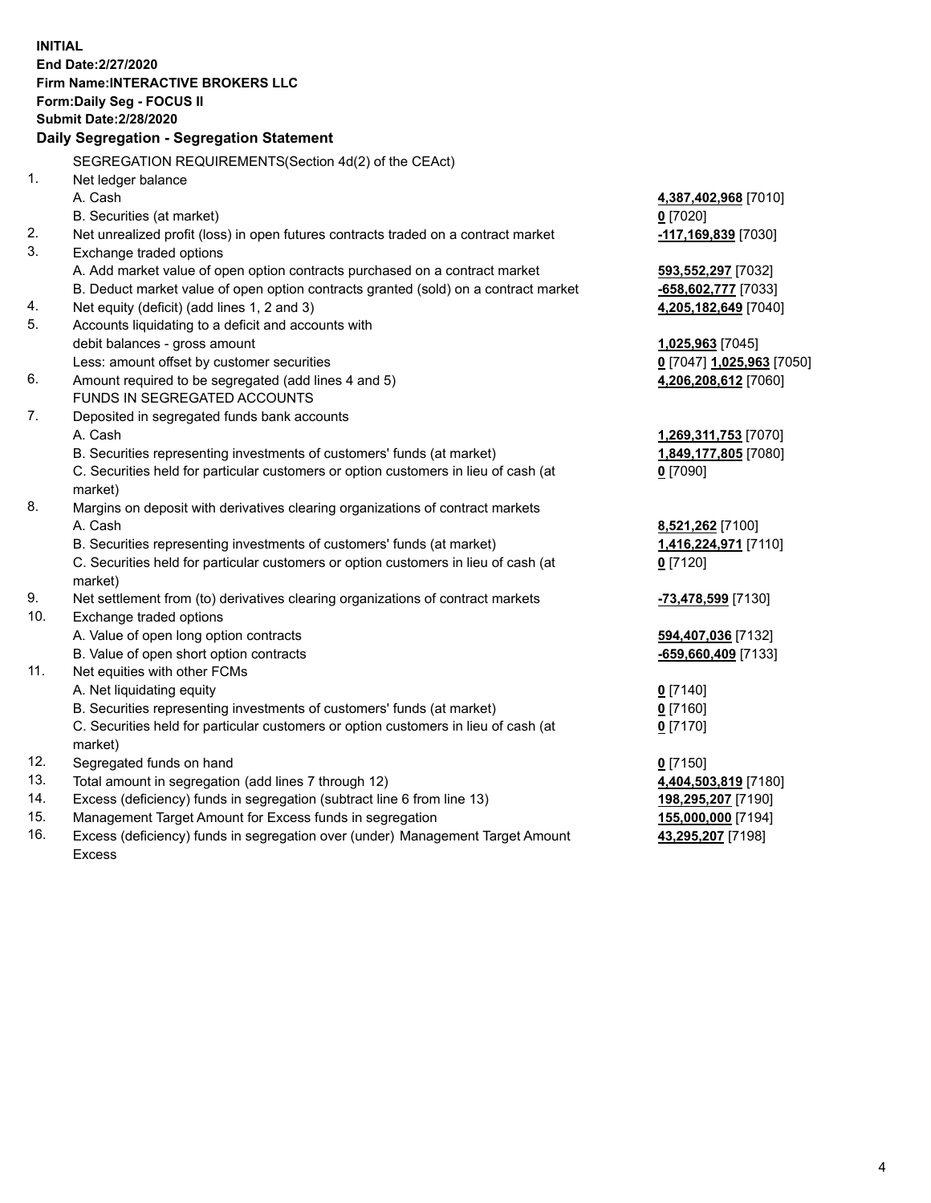**INITIAL**
**End Date:2/27/2020**
**Firm Name:INTERACTIVE BROKERS LLC**
**Form:Daily Seg - FOCUS II**
**Submit Date:2/28/2020**

## Daily Segregation - Segregation Statement

SEGREGATION REQUIREMENTS(Section 4d(2) of the CEAct)

| | | |
|---|---|---|
| 1. | Net ledger balance | |
| | A. Cash | **4,387,402,968** [7010] |
| | B. Securities (at market) | **0** [7020] |
| 2. | Net unrealized profit (loss) in open futures contracts traded on a contract market | **-117,169,839** [7030] |
| 3. | Exchange traded options | |
| | A. Add market value of open option contracts purchased on a contract market | **593,552,297** [7032] |
| | B. Deduct market value of open option contracts granted (sold) on a contract market | **-658,602,777** [7033] |
| 4. | Net equity (deficit) (add lines 1, 2 and 3) | **4,205,182,649** [7040] |
| 5. | Accounts liquidating to a deficit and accounts with debit balances - gross amount | **1,025,963** [7045] |
| | Less: amount offset by customer securities | **0** [7047] **1,025,963** [7050] |
| 6. | Amount required to be segregated (add lines 4 and 5) | **4,206,208,612** [7060] |
| | FUNDS IN SEGREGATED ACCOUNTS | |
| 7. | Deposited in segregated funds bank accounts | |
| | A. Cash | **1,269,311,753** [7070] |
| | B. Securities representing investments of customers' funds (at market) | **1,849,177,805** [7080] |
| | C. Securities held for particular customers or option customers in lieu of cash (at market) | **0** [7090] |
| 8. | Margins on deposit with derivatives clearing organizations of contract markets | |
| | A. Cash | **8,521,262** [7100] |
| | B. Securities representing investments of customers' funds (at market) | **1,416,224,971** [7110] |
| | C. Securities held for particular customers or option customers in lieu of cash (at market) | **0** [7120] |
| 9. | Net settlement from (to) derivatives clearing organizations of contract markets | **-73,478,599** [7130] |
| 10. | Exchange traded options | |
| | A. Value of open long option contracts | **594,407,036** [7132] |
| | B. Value of open short option contracts | **-659,660,409** [7133] |
| 11. | Net equities with other FCMs | |
| | A. Net liquidating equity | **0** [7140] |
| | B. Securities representing investments of customers' funds (at market) | **0** [7160] |
| | C. Securities held for particular customers or option customers in lieu of cash (at market) | **0** [7170] |
| 12. | Segregated funds on hand | **0** [7150] |
| 13. | Total amount in segregation (add lines 7 through 12) | **4,404,503,819** [7180] |
| 14. | Excess (deficiency) funds in segregation (subtract line 6 from line 13) | **198,295,207** [7190] |
| 15. | Management Target Amount for Excess funds in segregation | **155,000,000** [7194] |
| 16. | Excess (deficiency) funds in segregation over (under) Management Target Amount Excess | **43,295,207** [7198] |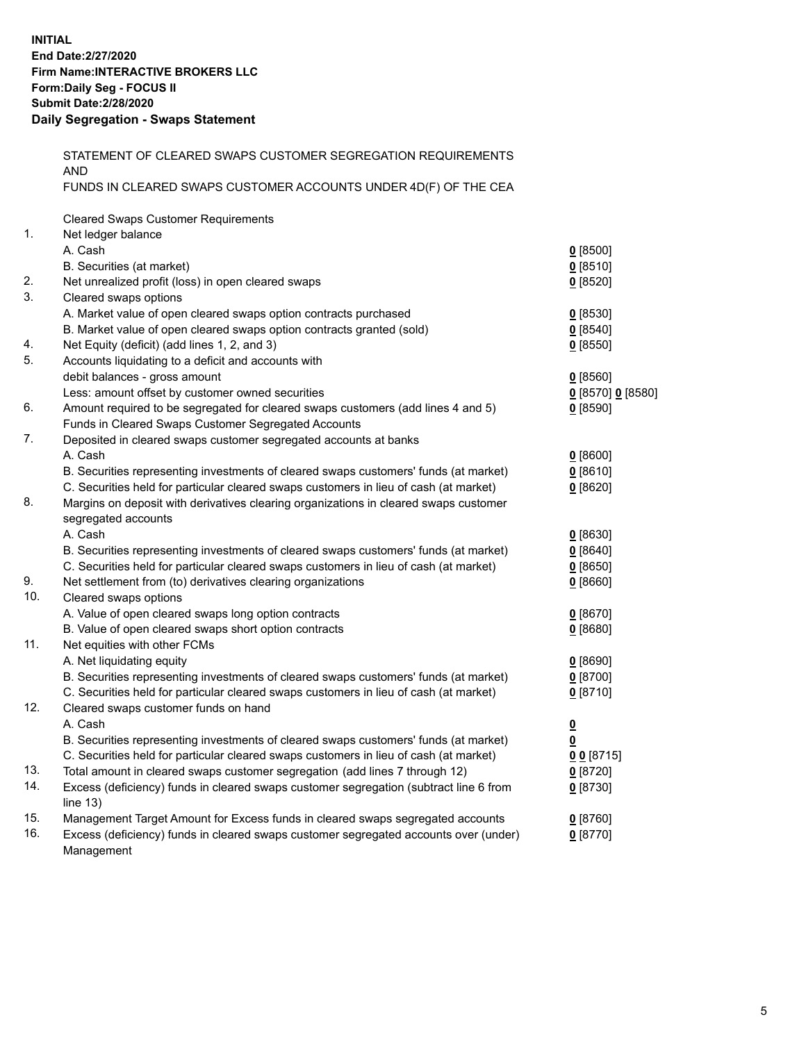**INITIAL**
**End Date:2/27/2020**
**Firm Name:INTERACTIVE BROKERS LLC**
**Form:Daily Seg - FOCUS II**
**Submit Date:2/28/2020**
**Daily Segregation - Swaps Statement**

STATEMENT OF CLEARED SWAPS CUSTOMER SEGREGATION REQUIREMENTS AND
FUNDS IN CLEARED SWAPS CUSTOMER ACCOUNTS UNDER 4D(F) OF THE CEA

| | | |
|---|---|---|
| | Cleared Swaps Customer Requirements | |
| 1. | Net ledger balance | |
| | A. Cash | 0 [8500] |
| | B. Securities (at market) | 0 [8510] |
| 2. | Net unrealized profit (loss) in open cleared swaps | 0 [8520] |
| 3. | Cleared swaps options | |
| | A. Market value of open cleared swaps option contracts purchased | 0 [8530] |
| | B. Market value of open cleared swaps option contracts granted (sold) | 0 [8540] |
| 4. | Net Equity (deficit) (add lines 1, 2, and 3) | 0 [8550] |
| 5. | Accounts liquidating to a deficit and accounts with | |
| | debit balances - gross amount | 0 [8560] |
| | Less: amount offset by customer owned securities | 0 [8570] 0 [8580] |
| 6. | Amount required to be segregated for cleared swaps customers (add lines 4 and 5) | 0 [8590] |
| | Funds in Cleared Swaps Customer Segregated Accounts | |
| 7. | Deposited in cleared swaps customer segregated accounts at banks | |
| | A. Cash | 0 [8600] |
| | B. Securities representing investments of cleared swaps customers' funds (at market) | 0 [8610] |
| | C. Securities held for particular cleared swaps customers in lieu of cash (at market) | 0 [8620] |
| 8. | Margins on deposit with derivatives clearing organizations in cleared swaps customer segregated accounts | |
| | A. Cash | 0 [8630] |
| | B. Securities representing investments of cleared swaps customers' funds (at market) | 0 [8640] |
| | C. Securities held for particular cleared swaps customers in lieu of cash (at market) | 0 [8650] |
| 9. | Net settlement from (to) derivatives clearing organizations | 0 [8660] |
| 10. | Cleared swaps options | |
| | A. Value of open cleared swaps long option contracts | 0 [8670] |
| | B. Value of open cleared swaps short option contracts | 0 [8680] |
| 11. | Net equities with other FCMs | |
| | A. Net liquidating equity | 0 [8690] |
| | B. Securities representing investments of cleared swaps customers' funds (at market) | 0 [8700] |
| | C. Securities held for particular cleared swaps customers in lieu of cash (at market) | 0 [8710] |
| 12. | Cleared swaps customer funds on hand | |
| | A. Cash | 0 |
| | B. Securities representing investments of cleared swaps customers' funds (at market) | 0 |
| | C. Securities held for particular cleared swaps customers in lieu of cash (at market) | 0 0 [8715] |
| 13. | Total amount in cleared swaps customer segregation (add lines 7 through 12) | 0 [8720] |
| 14. | Excess (deficiency) funds in cleared swaps customer segregation (subtract line 6 from line 13) | 0 [8730] |
| 15. | Management Target Amount for Excess funds in cleared swaps segregated accounts | 0 [8760] |
| 16. | Excess (deficiency) funds in cleared swaps customer segregated accounts over (under) Management | 0 [8770] |